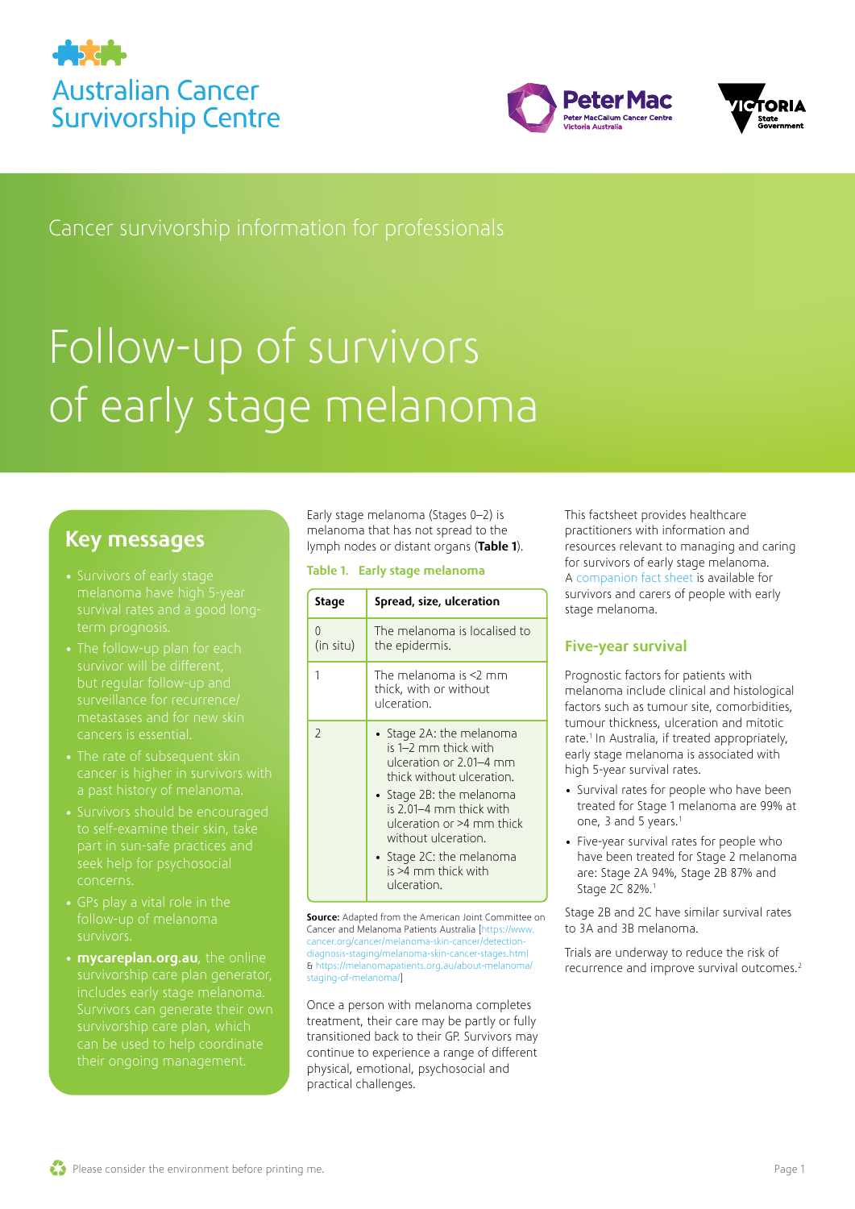Australian Cancer Survivorship Centre

Cancer survivorship information for professionals

# Follow-up of survivors of early stage melanoma

## Key messages

- Survivors of early stage melanoma have high 5-year survival rates and a good long-term prognosis.
- The follow-up plan for each survivor will be different, but regular follow-up and surveillance for recurrence/metastases and for new skin cancers is essential.
- The rate of subsequent skin cancer is higher in survivors with a past history of melanoma.
- Survivors should be encouraged to self-examine their skin, take part in sun-safe practices and seek help for psychosocial concerns.
- GPs play a vital role in the follow-up of melanoma survivors.
- **mycareplan.org.au**, the online survivorship care plan generator, includes early stage melanoma. Survivors can generate their own survivorship care plan, which can be used to help coordinate their ongoing management.

Early stage melanoma (Stages 0–2) is melanoma that has not spread to the lymph nodes or distant organs (**Table 1**).

**Table 1. Early stage melanoma**

| Stage | Spread, size, ulceration |
|---|---|
| 0 (in situ) | The melanoma is localised to the epidermis. |
| 1 | The melanoma is <2 mm thick, with or without ulceration. |
| 2 | • Stage 2A: the melanoma is 1–2 mm thick with ulceration or 2.01–4 mm thick without ulceration. • Stage 2B: the melanoma is 2.01–4 mm thick with ulceration or >4 mm thick without ulceration. • Stage 2C: the melanoma is >4 mm thick with ulceration. |

**Source:** Adapted from the American Joint Committee on Cancer and Melanoma Patients Australia [https://www.cancer.org/cancer/melanoma-skin-cancer/detection-diagnosis-staging/melanoma-skin-cancer-stages.html & https://melanomapatients.org.au/about-melanoma/staging-of-melanoma/]

Once a person with melanoma completes treatment, their care may be partly or fully transitioned back to their GP. Survivors may continue to experience a range of different physical, emotional, psychosocial and practical challenges.

This factsheet provides healthcare practitioners with information and resources relevant to managing and caring for survivors of early stage melanoma. A companion fact sheet is available for survivors and carers of people with early stage melanoma.

## Five-year survival

Prognostic factors for patients with melanoma include clinical and histological factors such as tumour site, comorbidities, tumour thickness, ulceration and mitotic rate.[1] In Australia, if treated appropriately, early stage melanoma is associated with high 5-year survival rates.

- Survival rates for people who have been treated for Stage 1 melanoma are 99% at one, 3 and 5 years.[1]
- Five-year survival rates for people who have been treated for Stage 2 melanoma are: Stage 2A 94%, Stage 2B 87% and Stage 2C 82%.[1]

Stage 2B and 2C have similar survival rates to 3A and 3B melanoma.

Trials are underway to reduce the risk of recurrence and improve survival outcomes.[2]

Please consider the environment before printing me.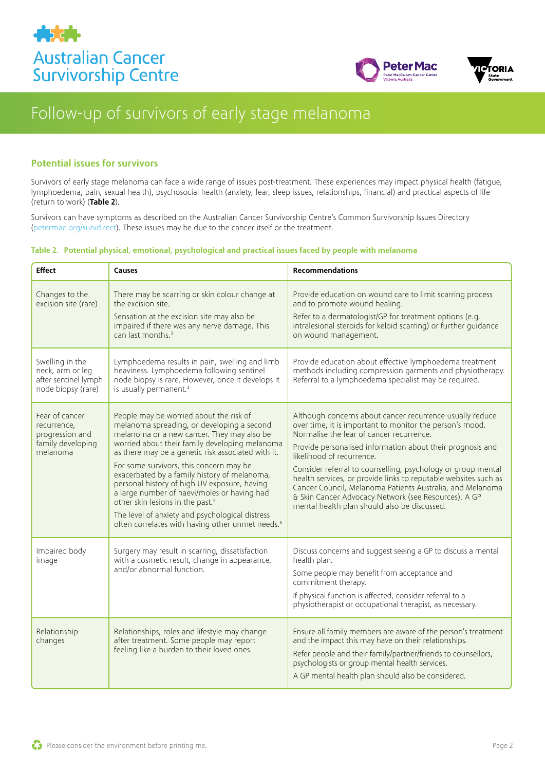## Potential issues for survivors

Survivors of early stage melanoma can face a wide range of issues post-treatment. These experiences may impact physical health (fatigue, lymphoedema, pain, sexual health), psychosocial health (anxiety, fear, sleep issues, relationships, financial) and practical aspects of life (return to work) (**Table 2**).

Survivors can have symptoms as described on the Australian Cancer Survivorship Centre's Common Survivorship Issues Directory (petermac.org/survdirect). These issues may be due to the cancer itself or the treatment.

**Table 2. Potential physical, emotional, psychological and practical issues faced by people with melanoma**

| Effect | Causes | Recommendations |
|---|---|---|
| Changes to the excision site (rare) | There may be scarring or skin colour change at the excision site.<br><br>Sensation at the excision site may also be impaired if there was any nerve damage. This can last months.[3] | Provide education on wound care to limit scarring process and to promote wound healing.<br><br>Refer to a dermatologist/GP for treatment options (e.g. intralesional steroids for keloid scarring) or further guidance on wound management. |
| Swelling in the neck, arm or leg after sentinel lymph node biopsy (rare) | Lymphoedema results in pain, swelling and limb heaviness. Lymphoedema following sentinel node biopsy is rare. However, once it develops it is usually permanent.[4] | Provide education about effective lymphoedema treatment methods including compression garments and physiotherapy. Referral to a lymphoedema specialist may be required. |
| Fear of cancer recurrence, progression and family developing melanoma | People may be worried about the risk of melanoma spreading, or developing a second melanoma or a new cancer. They may also be worried about their family developing melanoma as there may be a genetic risk associated with it.<br><br>For some survivors, this concern may be exacerbated by a family history of melanoma, personal history of high UV exposure, having a large number of naevi/moles or having had other skin lesions in the past.[5]<br><br>The level of anxiety and psychological distress often correlates with having other unmet needs.[6] | Although concerns about cancer recurrence usually reduce over time, it is important to monitor the person's mood. Normalise the fear of cancer recurrence.<br><br>Provide personalised information about their prognosis and likelihood of recurrence.<br><br>Consider referral to counselling, psychology or group mental health services, or provide links to reputable websites such as Cancer Council, Melanoma Patients Australia, and Melanoma & Skin Cancer Advocacy Network (see Resources). A GP mental health plan should also be discussed. |
| Impaired body image | Surgery may result in scarring, dissatisfaction with a cosmetic result, change in appearance, and/or abnormal function. | Discuss concerns and suggest seeing a GP to discuss a mental health plan.<br><br>Some people may benefit from acceptance and commitment therapy.<br><br>If physical function is affected, consider referral to a physiotherapist or occupational therapist, as necessary. |
| Relationship changes | Relationships, roles and lifestyle may change after treatment. Some people may report feeling like a burden to their loved ones. | Ensure all family members are aware of the person's treatment and the impact this may have on their relationships.<br><br>Refer people and their family/partner/friends to counsellors, psychologists or group mental health services.<br><br>A GP mental health plan should also be considered. |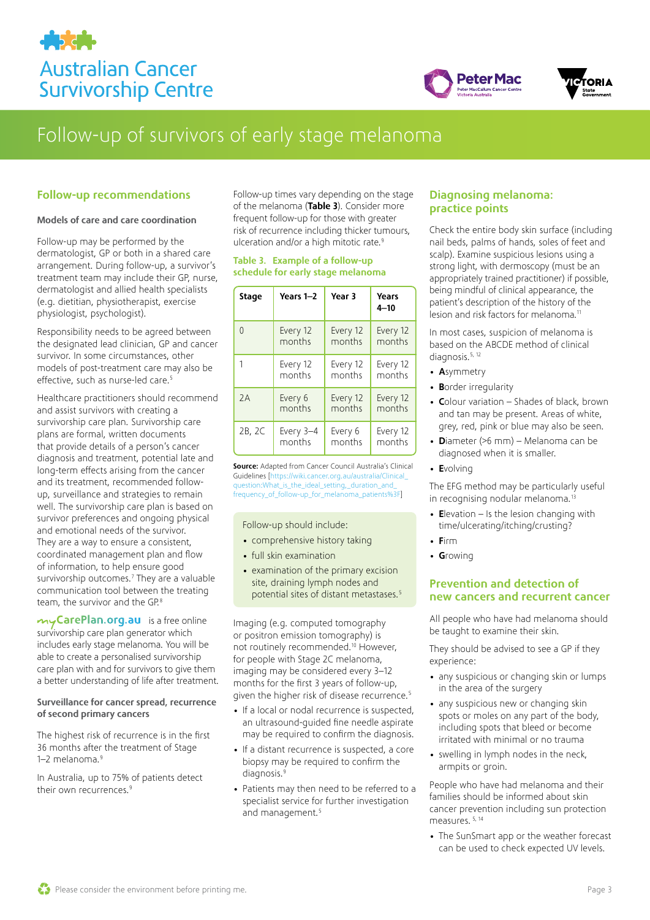# Follow-up of survivors of early stage melanoma

## Follow-up recommendations

### Models of care and care coordination

Follow-up may be performed by the dermatologist, GP or both in a shared care arrangement. During follow-up, a survivor's treatment team may include their GP, nurse, dermatologist and allied health specialists (e.g. dietitian, physiotherapist, exercise physiologist, psychologist).

Responsibility needs to be agreed between the designated lead clinician, GP and cancer survivor. In some circumstances, other models of post-treatment care may also be effective, such as nurse-led care.[5]

Healthcare practitioners should recommend and assist survivors with creating a survivorship care plan. Survivorship care plans are formal, written documents that provide details of a person's cancer diagnosis and treatment, potential late and long-term effects arising from the cancer and its treatment, recommended follow-up, surveillance and strategies to remain well. The survivorship care plan is based on survivor preferences and ongoing physical and emotional needs of the survivor. They are a way to ensure a consistent, coordinated management plan and flow of information, to help ensure good survivorship outcomes.[7] They are a valuable communication tool between the treating team, the survivor and the GP.[8]

myCarePlan.org.au is a free online survivorship care plan generator which includes early stage melanoma. You will be able to create a personalised survivorship care plan with and for survivors to give them a better understanding of life after treatment.

### Surveillance for cancer spread, recurrence of second primary cancers

The highest risk of recurrence is in the first 36 months after the treatment of Stage 1–2 melanoma.[9]

In Australia, up to 75% of patients detect their own recurrences.[9]

Follow-up times vary depending on the stage of the melanoma (**Table 3**). Consider more frequent follow-up for those with greater risk of recurrence including thicker tumours, ulceration and/or a high mitotic rate.[9]

**Table 3. Example of a follow-up schedule for early stage melanoma**

| Stage | Years 1–2 | Year 3 | Years 4–10 |
|---|---|---|---|
| 0 | Every 12 months | Every 12 months | Every 12 months |
| 1 | Every 12 months | Every 12 months | Every 12 months |
| 2A | Every 6 months | Every 12 months | Every 12 months |
| 2B, 2C | Every 3–4 months | Every 6 months | Every 12 months |

**Source:** Adapted from Cancer Council Australia's Clinical Guidelines [https://wiki.cancer.org.au/australia/Clinical_question:What_is_the_ideal_setting,_duration_and_frequency_of_follow-up_for_melanoma_patients%3F]

Follow-up should include:

- comprehensive history taking
- full skin examination
- examination of the primary excision site, draining lymph nodes and potential sites of distant metastases.[5]

Imaging (e.g. computed tomography or positron emission tomography) is not routinely recommended.[10] However, for people with Stage 2C melanoma, imaging may be considered every 3–12 months for the first 3 years of follow-up, given the higher risk of disease recurrence.[5]

- If a local or nodal recurrence is suspected, an ultrasound-guided fine needle aspirate may be required to confirm the diagnosis.
- If a distant recurrence is suspected, a core biopsy may be required to confirm the diagnosis.[9]
- Patients may then need to be referred to a specialist service for further investigation and management.[5]

## Diagnosing melanoma: practice points

Check the entire body skin surface (including nail beds, palms of hands, soles of feet and scalp). Examine suspicious lesions using a strong light, with dermoscopy (must be an appropriately trained practitioner) if possible, being mindful of clinical appearance, the patient's description of the history of the lesion and risk factors for melanoma.[11]

In most cases, suspicion of melanoma is based on the ABCDE method of clinical diagnosis.[5, 12]

- **A**symmetry
- **B**order irregularity
- **C**olour variation – Shades of black, brown and tan may be present. Areas of white, grey, red, pink or blue may also be seen.
- **D**iameter (>6 mm) – Melanoma can be diagnosed when it is smaller.
- **E**volving

The EFG method may be particularly useful in recognising nodular melanoma.[13]

- **E**levation – Is the lesion changing with time/ulcerating/itching/crusting?
- **F**irm
- **G**rowing

## Prevention and detection of new cancers and recurrent cancer

All people who have had melanoma should be taught to examine their skin.

They should be advised to see a GP if they experience:

- any suspicious or changing skin or lumps in the area of the surgery
- any suspicious new or changing skin spots or moles on any part of the body, including spots that bleed or become irritated with minimal or no trauma
- swelling in lymph nodes in the neck, armpits or groin.

People who have had melanoma and their families should be informed about skin cancer prevention including sun protection measures.[5, 14]

- The SunSmart app or the weather forecast can be used to check expected UV levels.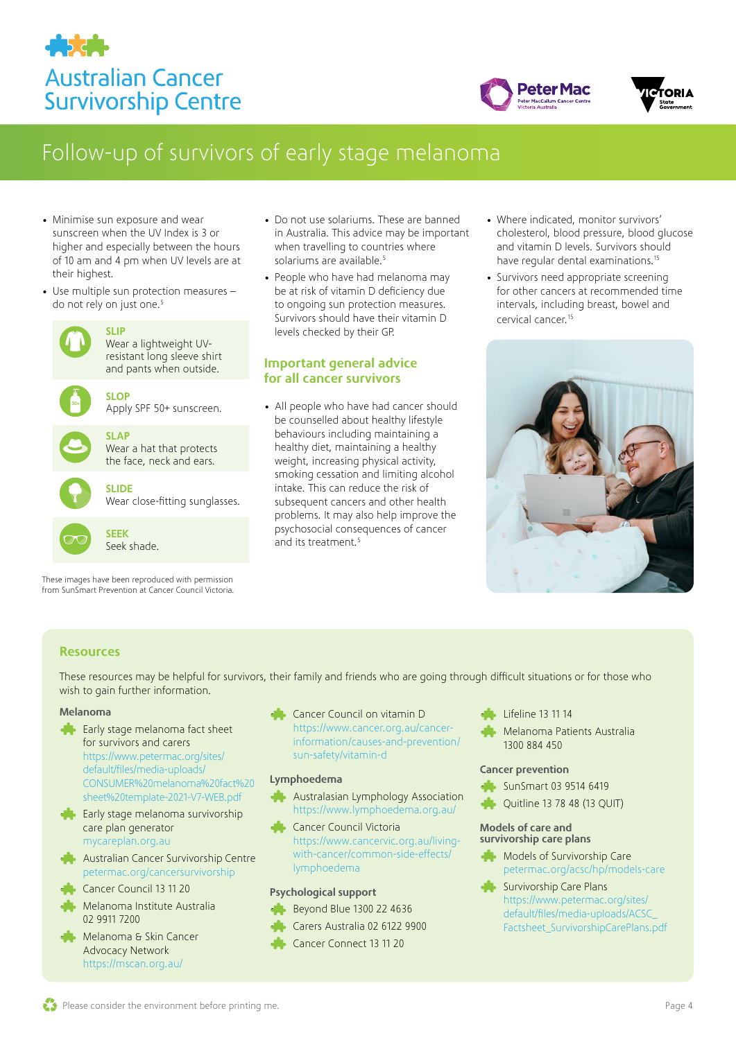# Follow-up of survivors of early stage melanoma

- Minimise sun exposure and wear sunscreen when the UV Index is 3 or higher and especially between the hours of 10 am and 4 pm when UV levels are at their highest.
- Use multiple sun protection measures – do not rely on just one.[5]

**SLIP**
Wear a lightweight UV-resistant long sleeve shirt and pants when outside.

**SLOP**
Apply SPF 50+ sunscreen.

**SLAP**
Wear a hat that protects the face, neck and ears.

**SLIDE**
Wear close-fitting sunglasses.

**SEEK**
Seek shade.

These images have been reproduced with permission from SunSmart Prevention at Cancer Council Victoria.

- Do not use solariums. These are banned in Australia. This advice may be important when travelling to countries where solariums are available.[5]
- People who have had melanoma may be at risk of vitamin D deficiency due to ongoing sun protection measures. Survivors should have their vitamin D levels checked by their GP.

## Important general advice for all cancer survivors

- All people who have had cancer should be counselled about healthy lifestyle behaviours including maintaining a healthy diet, maintaining a healthy weight, increasing physical activity, smoking cessation and limiting alcohol intake. This can reduce the risk of subsequent cancers and other health problems. It may also help improve the psychosocial consequences of cancer and its treatment.[5]

- Where indicated, monitor survivors' cholesterol, blood pressure, blood glucose and vitamin D levels. Survivors should have regular dental examinations.[15]
- Survivors need appropriate screening for other cancers at recommended time intervals, including breast, bowel and cervical cancer.[15]

## Resources

These resources may be helpful for survivors, their family and friends who are going through difficult situations or for those who wish to gain further information.

### Melanoma

- Early stage melanoma fact sheet for survivors and carers
  https://www.petermac.org/sites/default/files/media-uploads/CONSUMER%20melanoma%20fact%20sheet%20template-2021-V7-WEB.pdf
- Early stage melanoma survivorship care plan generator
  mycareplan.org.au
- Australian Cancer Survivorship Centre
  petermac.org/cancersurvivorship
- Cancer Council 13 11 20
- Melanoma Institute Australia 02 9911 7200
- Melanoma & Skin Cancer Advocacy Network
  https://mscan.org.au/
- Cancer Council on vitamin D
  https://www.cancer.org.au/cancer-information/causes-and-prevention/sun-safety/vitamin-d

### Lymphoedema

- Australasian Lymphology Association
  https://www.lymphoedema.org.au/
- Cancer Council Victoria
  https://www.cancervic.org.au/living-with-cancer/common-side-effects/lymphoedema

### Psychological support

- Beyond Blue 1300 22 4636
- Carers Australia 02 6122 9900
- Cancer Connect 13 11 20
- Lifeline 13 11 14
- Melanoma Patients Australia 1300 884 450

### Cancer prevention

- SunSmart 03 9514 6419
- Quitline 13 78 48 (13 QUIT)

### Models of care and survivorship care plans

- Models of Survivorship Care
  petermac.org/acsc/hp/models-care
- Survivorship Care Plans
  https://www.petermac.org/sites/default/files/media-uploads/ACSC_Factsheet_SurvivorshipCarePlans.pdf

Please consider the environment before printing me.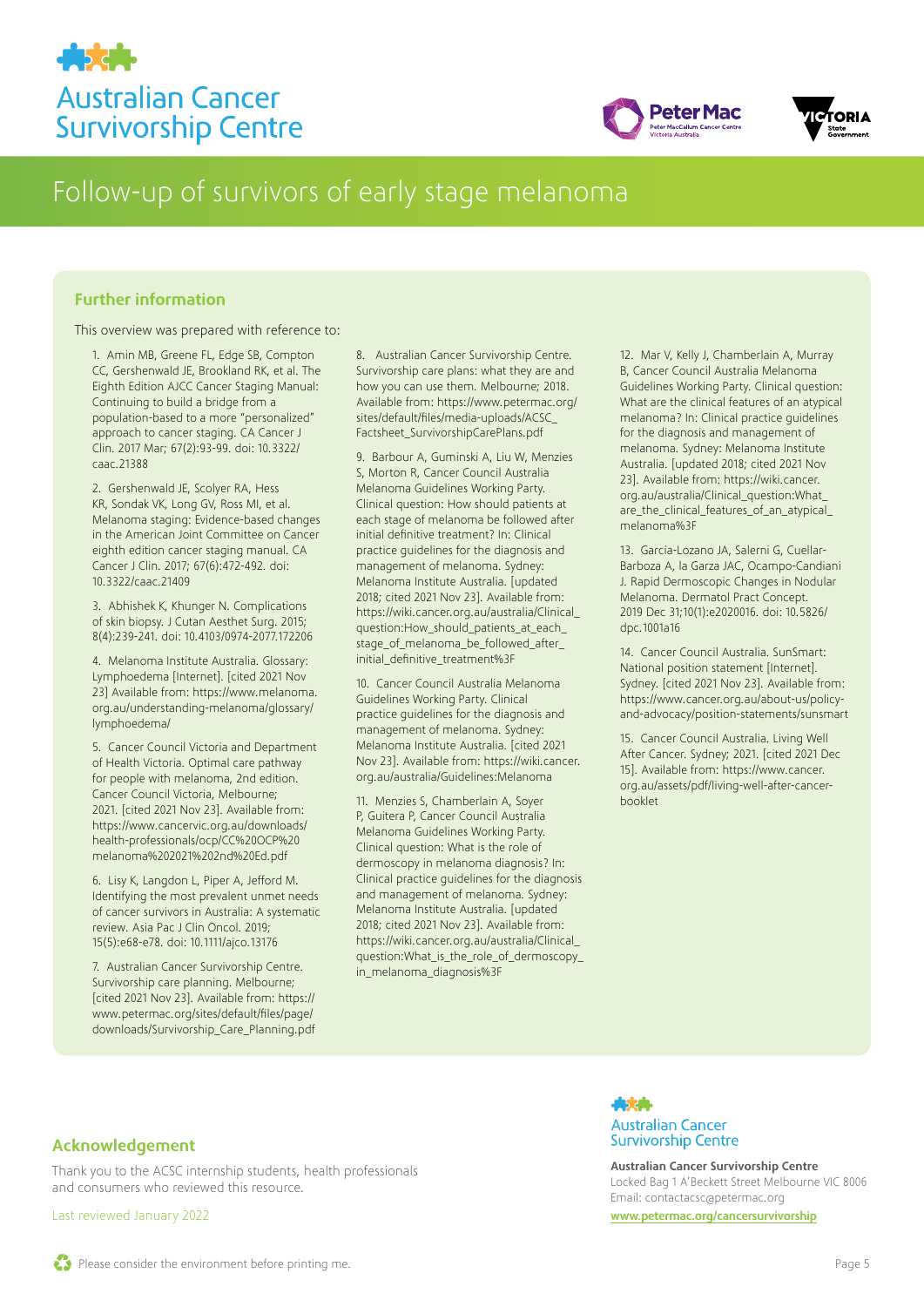# Australian Cancer Survivorship Centre

# Follow-up of survivors of early stage melanoma

## Further information

This overview was prepared with reference to:

1. Amin MB, Greene FL, Edge SB, Compton CC, Gershenwald JE, Brookland RK, et al. The Eighth Edition AJCC Cancer Staging Manual: Continuing to build a bridge from a population-based to a more "personalized" approach to cancer staging. CA Cancer J Clin. 2017 Mar; 67(2):93-99. doi: 10.3322/caac.21388

2. Gershenwald JE, Scolyer RA, Hess KR, Sondak VK, Long GV, Ross MI, et al. Melanoma staging: Evidence-based changes in the American Joint Committee on Cancer eighth edition cancer staging manual. CA Cancer J Clin. 2017; 67(6):472-492. doi: 10.3322/caac.21409

3. Abhishek K, Khunger N. Complications of skin biopsy. J Cutan Aesthet Surg. 2015; 8(4):239-241. doi: 10.4103/0974-2077.172206

4. Melanoma Institute Australia. Glossary: Lymphoedema [Internet]. [cited 2021 Nov 23] Available from: https://www.melanoma.org.au/understanding-melanoma/glossary/lymphoedema/

5. Cancer Council Victoria and Department of Health Victoria. Optimal care pathway for people with melanoma, 2nd edition. Cancer Council Victoria, Melbourne; 2021. [cited 2021 Nov 23]. Available from: https://www.cancervic.org.au/downloads/health-professionals/ocp/CC%20OCP%20melanoma%202021%202nd%20Ed.pdf

6. Lisy K, Langdon L, Piper A, Jefford M. Identifying the most prevalent unmet needs of cancer survivors in Australia: A systematic review. Asia Pac J Clin Oncol. 2019; 15(5):e68-e78. doi: 10.1111/ajco.13176

7. Australian Cancer Survivorship Centre. Survivorship care planning. Melbourne; [cited 2021 Nov 23]. Available from: https://www.petermac.org/sites/default/files/page/downloads/Survivorship_Care_Planning.pdf

8. Australian Cancer Survivorship Centre. Survivorship care plans: what they are and how you can use them. Melbourne; 2018. Available from: https://www.petermac.org/sites/default/files/media-uploads/ACSC_Factsheet_SurvivorshipCarePlans.pdf

9. Barbour A, Guminski A, Liu W, Menzies S, Morton R, Cancer Council Australia Melanoma Guidelines Working Party. Clinical question: How should patients at each stage of melanoma be followed after initial definitive treatment? In: Clinical practice guidelines for the diagnosis and management of melanoma. Sydney: Melanoma Institute Australia. [updated 2018; cited 2021 Nov 23]. Available from: https://wiki.cancer.org.au/australia/Clinical_question:How_should_patients_at_each_stage_of_melanoma_be_followed_after_initial_definitive_treatment%3F

10. Cancer Council Australia Melanoma Guidelines Working Party. Clinical practice guidelines for the diagnosis and management of melanoma. Sydney: Melanoma Institute Australia. [cited 2021 Nov 23]. Available from: https://wiki.cancer.org.au/australia/Guidelines:Melanoma

11. Menzies S, Chamberlain A, Soyer P, Guitera P, Cancer Council Australia Melanoma Guidelines Working Party. Clinical question: What is the role of dermoscopy in melanoma diagnosis? In: Clinical practice guidelines for the diagnosis and management of melanoma. Sydney: Melanoma Institute Australia. [updated 2018; cited 2021 Nov 23]. Available from: https://wiki.cancer.org.au/australia/Clinical_question:What_is_the_role_of_dermoscopy_in_melanoma_diagnosis%3F

12. Mar V, Kelly J, Chamberlain A, Murray B, Cancer Council Australia Melanoma Guidelines Working Party. Clinical question: What are the clinical features of an atypical melanoma? In: Clinical practice guidelines for the diagnosis and management of melanoma. Sydney: Melanoma Institute Australia. [updated 2018; cited 2021 Nov 23]. Available from: https://wiki.cancer.org.au/australia/Clinical_question:What_are_the_clinical_features_of_an_atypical_melanoma%3F

13. García-Lozano JA, Salerni G, Cuellar-Barboza A, la Garza JAC, Ocampo-Candiani J. Rapid Dermoscopic Changes in Nodular Melanoma. Dermatol Pract Concept. 2019 Dec 31;10(1):e2020016. doi: 10.5826/dpc.1001a16

14. Cancer Council Australia. SunSmart: National position statement [Internet]. Sydney. [cited 2021 Nov 23]. Available from: https://www.cancer.org.au/about-us/policy-and-advocacy/position-statements/sunsmart

15. Cancer Council Australia. Living Well After Cancer. Sydney; 2021. [cited 2021 Dec 15]. Available from: https://www.cancer.org.au/assets/pdf/living-well-after-cancer-booklet

## Acknowledgement

Thank you to the ACSC internship students, health professionals and consumers who reviewed this resource.

Last reviewed January 2022

**Australian Cancer Survivorship Centre**
Locked Bag 1 A'Beckett Street Melbourne VIC 8006
Email: contactacsc@petermac.org
**www.petermac.org/cancersurvivorship**

Please consider the environment before printing me.